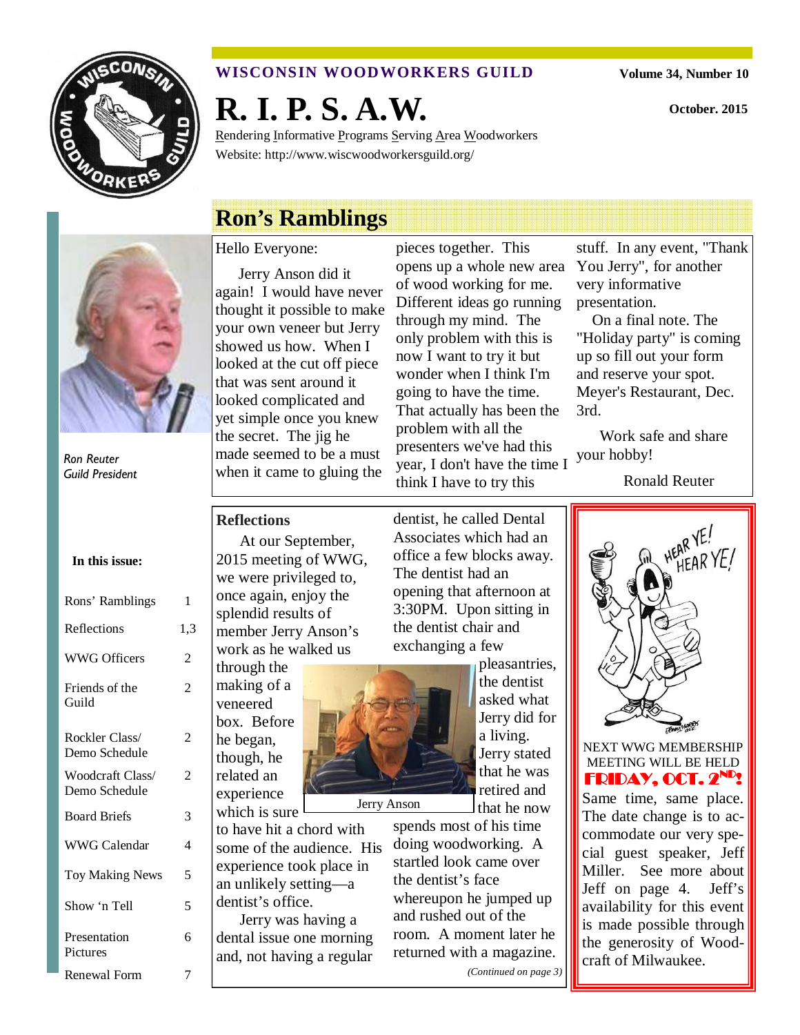# WISCONSIN WOODWORKERS GUILD

Volume 34, Number 10

# R. I. P. S. A.W.

October. 2015

Rendering Informative Programs Serving Area Woodworkers
Website: http://www.wiscwoodworkersguild.org/

## Ron's Ramblings

Ron Reuter
Guild President

Hello Everyone:

Jerry Anson did it again! I would have never thought it possible to make your own veneer but Jerry showed us how. When I looked at the cut off piece that was sent around it looked complicated and yet simple once you knew the secret. The jig he made seemed to be a must when it came to gluing the pieces together. This opens up a whole new area of wood working for me. Different ideas go running through my mind. The only problem with this is now I want to try it but wonder when I think I'm going to have the time. That actually has been the problem with all the presenters we've had this year, I don't have the time I think I have to try this stuff. In any event, "Thank You Jerry", for another very informative presentation.

On a final note. The "Holiday party" is coming up so fill out your form and reserve your spot. Meyer's Restaurant, Dec. 3rd.

Work safe and share your hobby!

Ronald Reuter

**In this issue:**

| | |
|---|---|
| Rons' Ramblings | 1 |
| Reflections | 1,3 |
| WWG Officers | 2 |
| Friends of the Guild | 2 |
| Rockler Class/ Demo Schedule | 2 |
| Woodcraft Class/ Demo Schedule | 2 |
| Board Briefs | 3 |
| WWG Calendar | 4 |
| Toy Making News | 5 |
| Show 'n Tell | 5 |
| Presentation Pictures | 6 |
| Renewal Form | 7 |

## Reflections

At our September, 2015 meeting of WWG, we were privileged to, once again, enjoy the splendid results of member Jerry Anson's work as he walked us through the making of a veneered box. Before he began, though, he related an experience which is sure to have hit a chord with some of the audience. His experience took place in an unlikely setting—a dentist's office.

Jerry Anson

Jerry was having a dental issue one morning and, not having a regular dentist, he called Dental Associates which had an office a few blocks away. The dentist had an opening that afternoon at 3:30PM. Upon sitting in the dentist chair and exchanging a few pleasantries, the dentist asked what Jerry did for a living. Jerry stated that he was retired and that he now spends most of his time doing woodworking. A startled look came over the dentist's face whereupon he jumped up and rushed out of the room. A moment later he returned with a magazine.

*(Continued on page 3)*

HEAR YE! HEAR YE!

NEXT WWG MEMBERSHIP MEETING WILL BE HELD **FRIDAY, OCT. 2ND!** Same time, same place. The date change is to accommodate our very special guest speaker, Jeff Miller. See more about Jeff on page 4. Jeff's availability for this event is made possible through the generosity of Woodcraft of Milwaukee.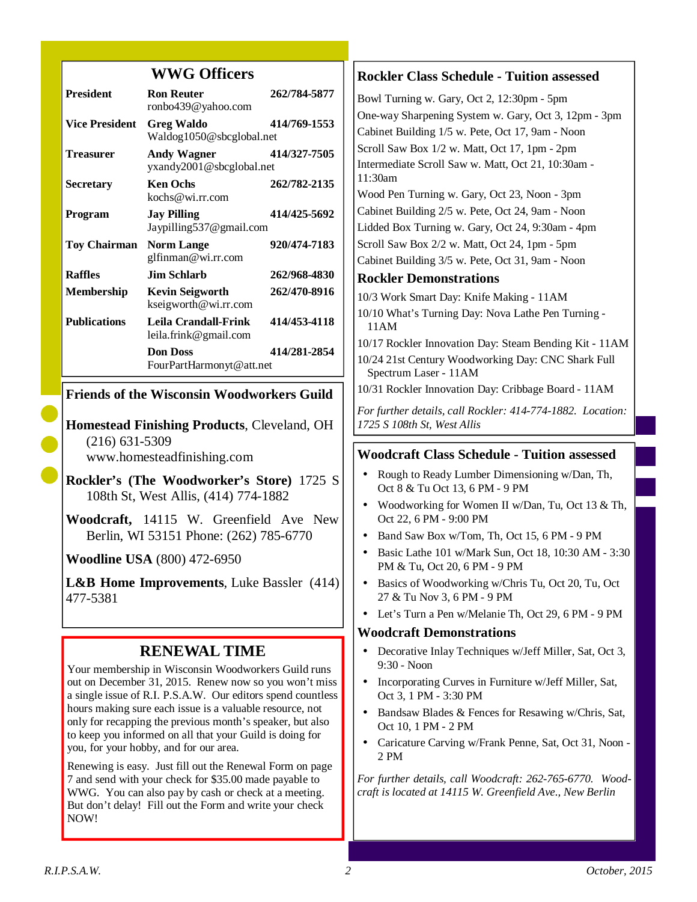## WWG Officers

| Position | Name / Email | Phone |
|---|---|---|
| **President** | **Ron Reuter** ronbo439@yahoo.com | **262/784-5877** |
| **Vice President** | **Greg Waldo** Waldog1050@sbcglobal.net | **414/769-1553** |
| **Treasurer** | **Andy Wagner** yxandy2001@sbcglobal.net | **414/327-7505** |
| **Secretary** | **Ken Ochs** kochs@wi.rr.com | **262/782-2135** |
| **Program** | **Jay Pilling** Jaypilling537@gmail.com | **414/425-5692** |
| **Toy Chairman** | **Norm Lange** glfinman@wi.rr.com | **920/474-7183** |
| **Raffles** | **Jim Schlarb** | **262/968-4830** |
| **Membership** | **Kevin Seigworth** kseigworth@wi.rr.com | **262/470-8916** |
| **Publications** | **Leila Crandall-Frink** leila.frink@gmail.com | **414/453-4118** |
| | **Don Doss** FourPartHarmonyt@att.net | **414/281-2854** |

## Friends of the Wisconsin Woodworkers Guild

**Homestead Finishing Products**, Cleveland, OH (216) 631-5309 www.homesteadfinishing.com

**Rockler's (The Woodworker's Store)** 1725 S 108th St, West Allis, (414) 774-1882

**Woodcraft,** 14115 W. Greenfield Ave New Berlin, WI 53151 Phone: (262) 785-6770

**Woodline USA** (800) 472-6950

**L&B Home Improvements**, Luke Bassler (414) 477-5381

## RENEWAL TIME

Your membership in Wisconsin Woodworkers Guild runs out on December 31, 2015. Renew now so you won't miss a single issue of R.I. P.S.A.W. Our editors spend countless hours making sure each issue is a valuable resource, not only for recapping the previous month's speaker, but also to keep you informed on all that your Guild is doing for you, for your hobby, and for our area.

Renewing is easy. Just fill out the Renewal Form on page 7 and send with your check for $35.00 made payable to WWG. You can also pay by cash or check at a meeting. But don't delay! Fill out the Form and write your check NOW!

## Rockler Class Schedule - Tuition assessed

Bowl Turning w. Gary, Oct 2, 12:30pm - 5pm
One-way Sharpening System w. Gary, Oct 3, 12pm - 3pm
Cabinet Building 1/5 w. Pete, Oct 17, 9am - Noon
Scroll Saw Box 1/2 w. Matt, Oct 17, 1pm - 2pm
Intermediate Scroll Saw w. Matt, Oct 21, 10:30am - 11:30am
Wood Pen Turning w. Gary, Oct 23, Noon - 3pm
Cabinet Building 2/5 w. Pete, Oct 24, 9am - Noon
Lidded Box Turning w. Gary, Oct 24, 9:30am - 4pm
Scroll Saw Box 2/2 w. Matt, Oct 24, 1pm - 5pm
Cabinet Building 3/5 w. Pete, Oct 31, 9am - Noon

## Rockler Demonstrations

10/3 Work Smart Day: Knife Making - 11AM
10/10 What's Turning Day: Nova Lathe Pen Turning - 11AM
10/17 Rockler Innovation Day: Steam Bending Kit - 11AM
10/24 21st Century Woodworking Day: CNC Shark Full Spectrum Laser - 11AM
10/31 Rockler Innovation Day: Cribbage Board - 11AM

*For further details, call Rockler: 414-774-1882. Location: 1725 S 108th St, West Allis*

## Woodcraft Class Schedule - Tuition assessed

- Rough to Ready Lumber Dimensioning w/Dan, Th, Oct 8 & Tu Oct 13, 6 PM - 9 PM
- Woodworking for Women II w/Dan, Tu, Oct 13 & Th, Oct 22, 6 PM - 9:00 PM
- Band Saw Box w/Tom, Th, Oct 15, 6 PM - 9 PM
- Basic Lathe 101 w/Mark Sun, Oct 18, 10:30 AM - 3:30 PM & Tu, Oct 20, 6 PM - 9 PM
- Basics of Woodworking w/Chris Tu, Oct 20, Tu, Oct 27 & Tu Nov 3, 6 PM - 9 PM
- Let's Turn a Pen w/Melanie Th, Oct 29, 6 PM - 9 PM

## Woodcraft Demonstrations

- Decorative Inlay Techniques w/Jeff Miller, Sat, Oct 3, 9:30 - Noon
- Incorporating Curves in Furniture w/Jeff Miller, Sat, Oct 3, 1 PM - 3:30 PM
- Bandsaw Blades & Fences for Resawing w/Chris, Sat, Oct 10, 1 PM - 2 PM
- Caricature Carving w/Frank Penne, Sat, Oct 31, Noon - 2 PM

*For further details, call Woodcraft: 262-765-6770. Woodcraft is located at 14115 W. Greenfield Ave., New Berlin*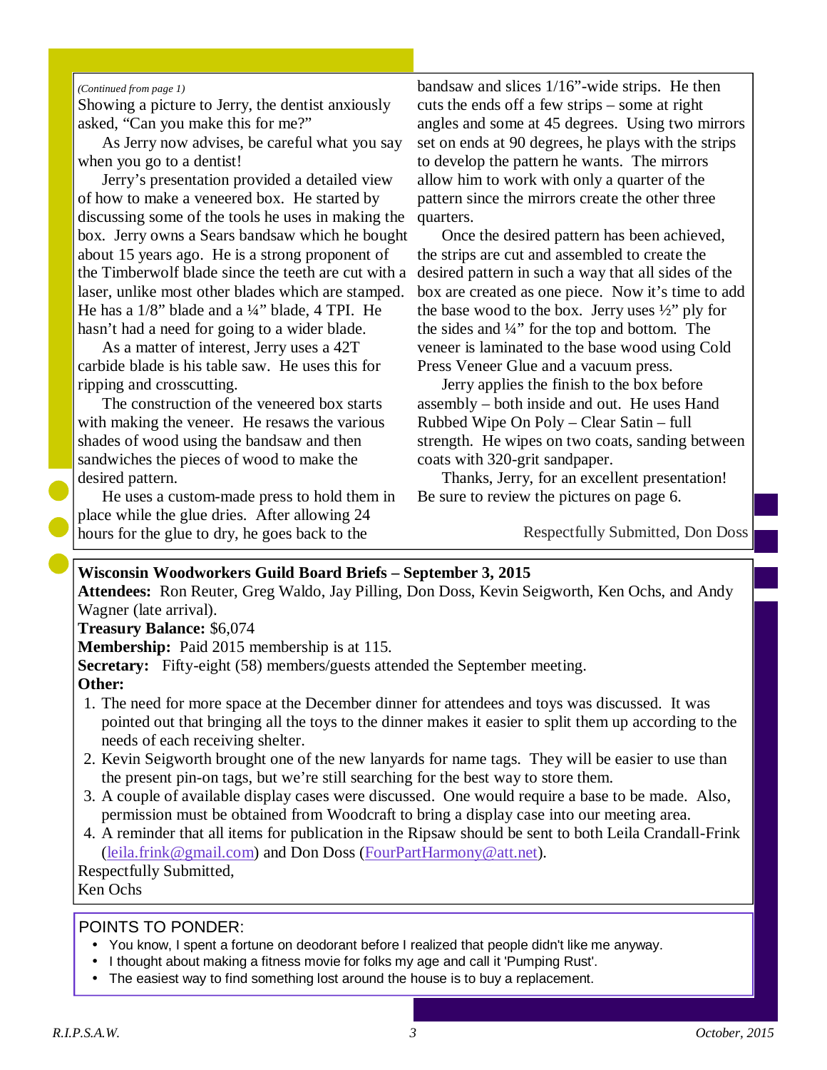*(Continued from page 1)*

Showing a picture to Jerry, the dentist anxiously asked, "Can you make this for me?"

As Jerry now advises, be careful what you say when you go to a dentist!

Jerry's presentation provided a detailed view of how to make a veneered box. He started by discussing some of the tools he uses in making the box. Jerry owns a Sears bandsaw which he bought about 15 years ago. He is a strong proponent of the Timberwolf blade since the teeth are cut with a laser, unlike most other blades which are stamped. He has a 1/8" blade and a ¼" blade, 4 TPI. He hasn't had a need for going to a wider blade.

As a matter of interest, Jerry uses a 42T carbide blade is his table saw. He uses this for ripping and crosscutting.

The construction of the veneered box starts with making the veneer. He resaws the various shades of wood using the bandsaw and then sandwiches the pieces of wood to make the desired pattern.

He uses a custom-made press to hold them in place while the glue dries. After allowing 24 hours for the glue to dry, he goes back to the bandsaw and slices 1/16"-wide strips. He then cuts the ends off a few strips – some at right angles and some at 45 degrees. Using two mirrors set on ends at 90 degrees, he plays with the strips to develop the pattern he wants. The mirrors allow him to work with only a quarter of the pattern since the mirrors create the other three quarters.

Once the desired pattern has been achieved, the strips are cut and assembled to create the desired pattern in such a way that all sides of the box are created as one piece. Now it's time to add the base wood to the box. Jerry uses ½" ply for the sides and ¼" for the top and bottom. The veneer is laminated to the base wood using Cold Press Veneer Glue and a vacuum press.

Jerry applies the finish to the box before assembly – both inside and out. He uses Hand Rubbed Wipe On Poly – Clear Satin – full strength. He wipes on two coats, sanding between coats with 320-grit sandpaper.

Thanks, Jerry, for an excellent presentation! Be sure to review the pictures on page 6.

Respectfully Submitted, Don Doss

**Wisconsin Woodworkers Guild Board Briefs – September 3, 2015**

**Attendees:** Ron Reuter, Greg Waldo, Jay Pilling, Don Doss, Kevin Seigworth, Ken Ochs, and Andy Wagner (late arrival).

**Treasury Balance:** $6,074

**Membership:** Paid 2015 membership is at 115.

**Secretary:** Fifty-eight (58) members/guests attended the September meeting.

**Other:**

1. The need for more space at the December dinner for attendees and toys was discussed. It was pointed out that bringing all the toys to the dinner makes it easier to split them up according to the needs of each receiving shelter.
2. Kevin Seigworth brought one of the new lanyards for name tags. They will be easier to use than the present pin-on tags, but we're still searching for the best way to store them.
3. A couple of available display cases were discussed. One would require a base to be made. Also, permission must be obtained from Woodcraft to bring a display case into our meeting area.
4. A reminder that all items for publication in the Ripsaw should be sent to both Leila Crandall-Frink (leila.frink@gmail.com) and Don Doss (FourPartHarmony@att.net).

Respectfully Submitted,
Ken Ochs

POINTS TO PONDER:

- You know, I spent a fortune on deodorant before I realized that people didn't like me anyway.
- I thought about making a fitness movie for folks my age and call it 'Pumping Rust'.
- The easiest way to find something lost around the house is to buy a replacement.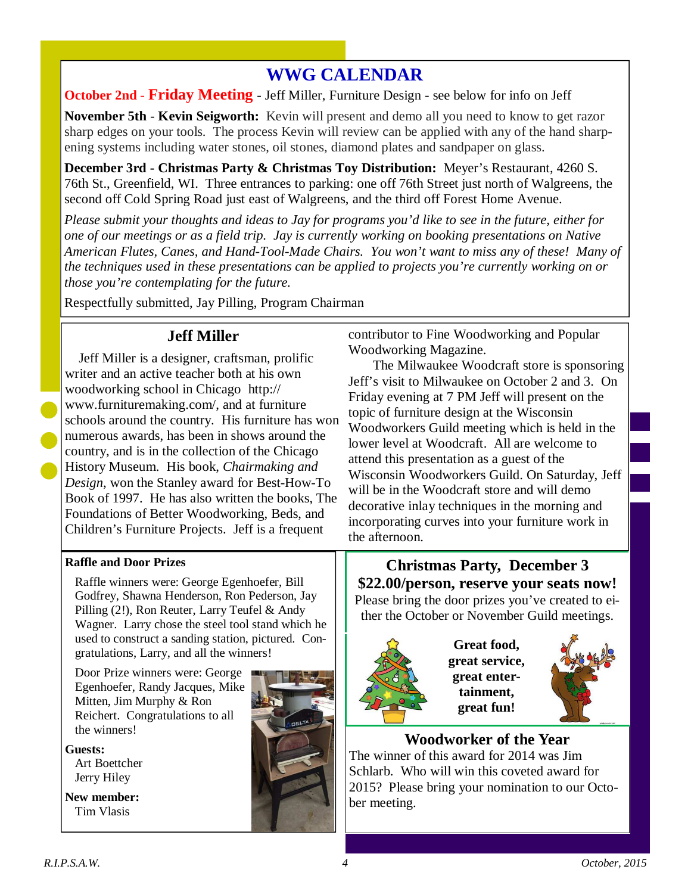# WWG CALENDAR

**October 2nd - Friday Meeting** - Jeff Miller, Furniture Design - see below for info on Jeff

**November 5th - Kevin Seigworth:** Kevin will present and demo all you need to know to get razor sharp edges on your tools. The process Kevin will review can be applied with any of the hand sharpening systems including water stones, oil stones, diamond plates and sandpaper on glass.

**December 3rd - Christmas Party & Christmas Toy Distribution:** Meyer's Restaurant, 4260 S. 76th St., Greenfield, WI. Three entrances to parking: one off 76th Street just north of Walgreens, the second off Cold Spring Road just east of Walgreens, and the third off Forest Home Avenue.

*Please submit your thoughts and ideas to Jay for programs you'd like to see in the future, either for one of our meetings or as a field trip. Jay is currently working on booking presentations on Native American Flutes, Canes, and Hand-Tool-Made Chairs. You won't want to miss any of these! Many of the techniques used in these presentations can be applied to projects you're currently working on or those you're contemplating for the future.*

Respectfully submitted, Jay Pilling, Program Chairman

## Jeff Miller

Jeff Miller is a designer, craftsman, prolific writer and an active teacher both at his own woodworking school in Chicago http://www.furnituremaking.com/, and at furniture schools around the country. His furniture has won numerous awards, has been in shows around the country, and is in the collection of the Chicago History Museum. His book, *Chairmaking and Design*, won the Stanley award for Best-How-To Book of 1997. He has also written the books, The Foundations of Better Woodworking, Beds, and Children's Furniture Projects. Jeff is a frequent contributor to Fine Woodworking and Popular Woodworking Magazine.

The Milwaukee Woodcraft store is sponsoring Jeff's visit to Milwaukee on October 2 and 3. On Friday evening at 7 PM Jeff will present on the topic of furniture design at the Wisconsin Woodworkers Guild meeting which is held in the lower level at Woodcraft. All are welcome to attend this presentation as a guest of the Wisconsin Woodworkers Guild. On Saturday, Jeff will be in the Woodcraft store and will demo decorative inlay techniques in the morning and incorporating curves into your furniture work in the afternoon.

### Raffle and Door Prizes

Raffle winners were: George Egenhoefer, Bill Godfrey, Shawna Henderson, Ron Pederson, Jay Pilling (2!), Ron Reuter, Larry Teufel & Andy Wagner. Larry chose the steel tool stand which he used to construct a sanding station, pictured. Congratulations, Larry, and all the winners!

Door Prize winners were: George Egenhoefer, Randy Jacques, Mike Mitten, Jim Murphy & Ron Reichert. Congratulations to all the winners!

**Guests:**
Art Boettcher
Jerry Hiley

**New member:**
Tim Vlasis

## Christmas Party, December 3

**$22.00/person, reserve your seats now!**

Please bring the door prizes you've created to either the October or November Guild meetings.

**Great food, great service, great entertainment, great fun!**

## Woodworker of the Year

The winner of this award for 2014 was Jim Schlarb. Who will win this coveted award for 2015? Please bring your nomination to our October meeting.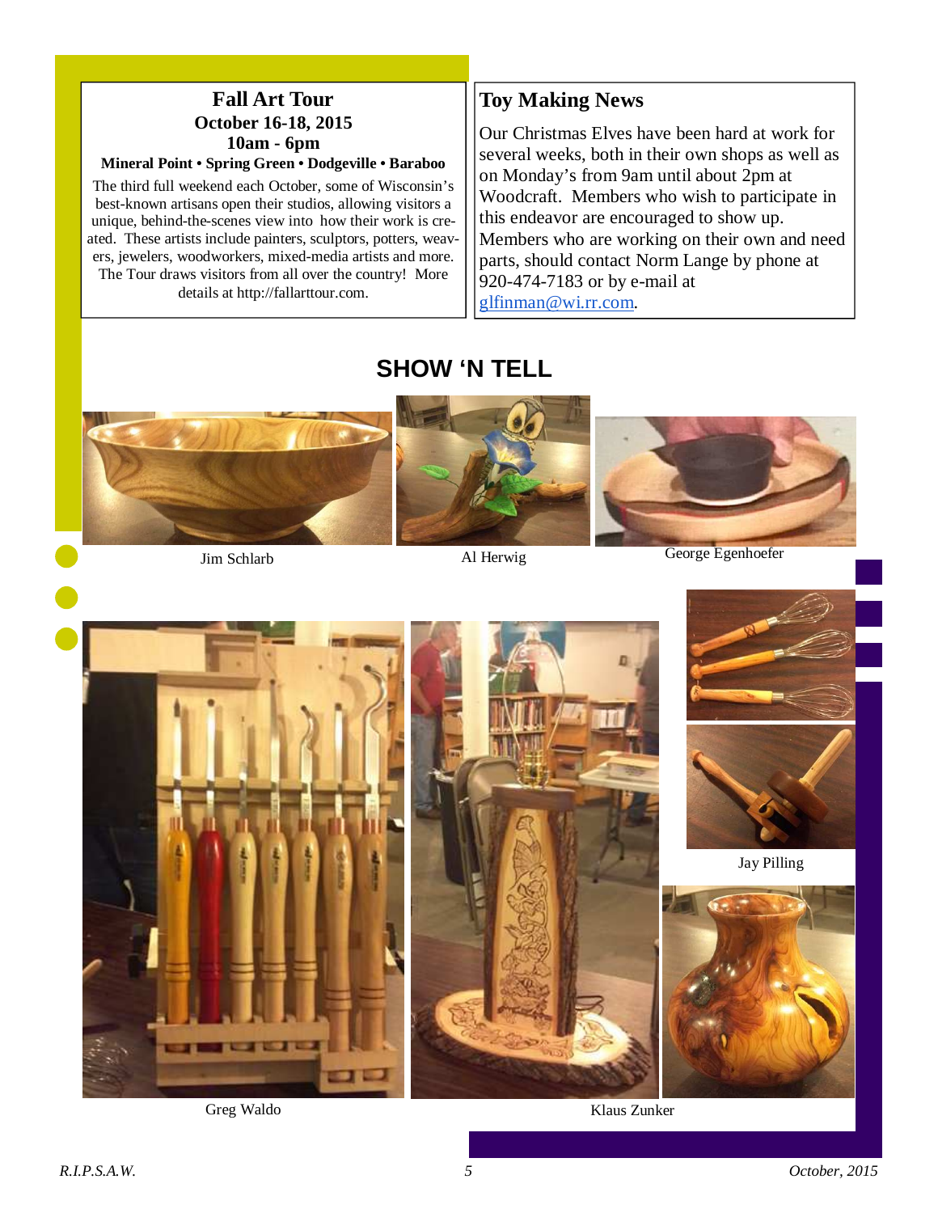## Fall Art Tour

**October 16-18, 2015**

**10am - 6pm**

**Mineral Point • Spring Green • Dodgeville • Baraboo**

The third full weekend each October, some of Wisconsin's best-known artisans open their studios, allowing visitors a unique, behind-the-scenes view into how their work is created. These artists include painters, sculptors, potters, weavers, jewelers, woodworkers, mixed-media artists and more. The Tour draws visitors from all over the country! More details at http://fallarttour.com.

## Toy Making News

Our Christmas Elves have been hard at work for several weeks, both in their own shops as well as on Monday's from 9am until about 2pm at Woodcraft. Members who wish to participate in this endeavor are encouraged to show up. Members who are working on their own and need parts, should contact Norm Lange by phone at 920-474-7183 or by e-mail at glfinman@wi.rr.com.

# SHOW 'N TELL

Jim Schlarb

Al Herwig

George Egenhoefer

Jay Pilling

Greg Waldo

Klaus Zunker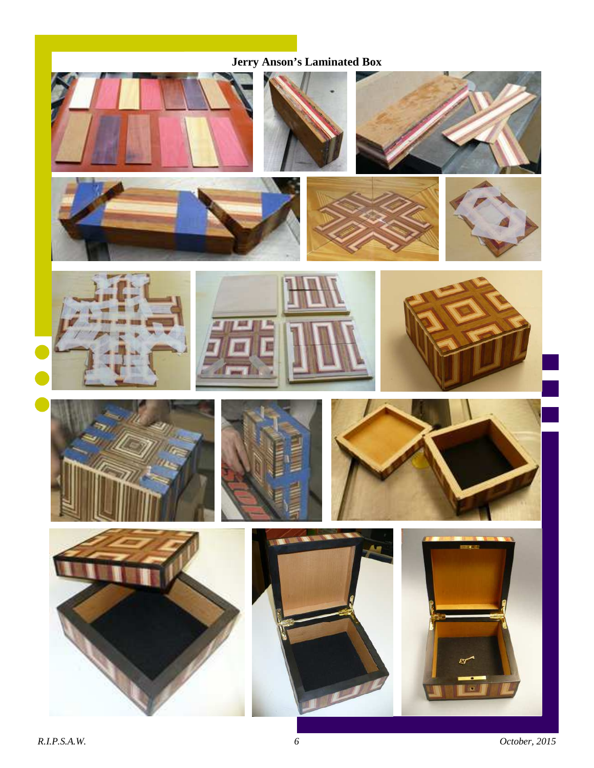**Jerry Anson's Laminated Box**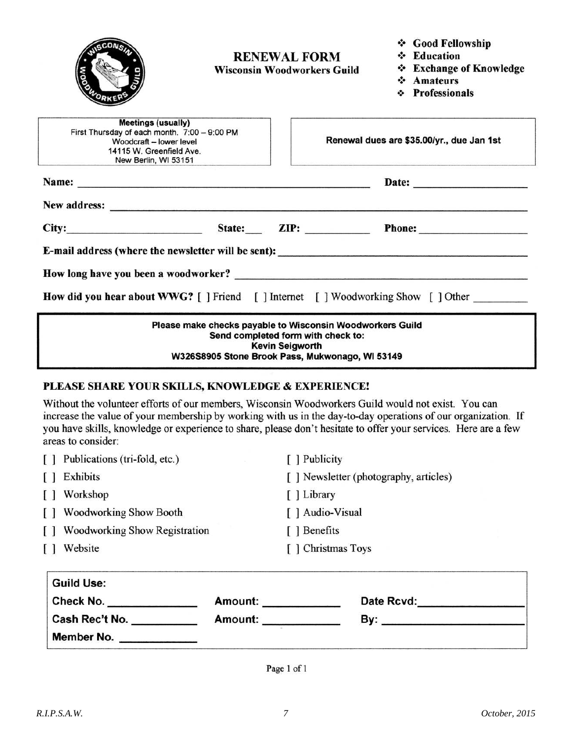# RENEWAL FORM

**Wisconsin Woodworkers Guild**

- **Good Fellowship**
- **Education**
- **Exchange of Knowledge**
- **Amateurs**
- **Professionals**

**Meetings (usually)**
First Thursday of each month. 7:00 – 9:00 PM
Woodcraft – lower level
14115 W. Greenfield Ave.
New Berlin, WI 53151

**Renewal dues are $35.00/yr., due Jan 1st**

**Name:** ______________________________ **Date:** ______________

**New address:** ______________________________

**City:** ______________ **State:** ___ **ZIP:** ________ **Phone:** ______________

**E-mail address (where the newsletter will be sent):** ______________________________

**How long have you been a woodworker?** ______________________________

**How did you hear about WWG?** [ ] Friend [ ] Internet [ ] Woodworking Show [ ] Other ________

**Please make checks payable to Wisconsin Woodworkers Guild**
**Send completed form with check to:**
**Kevin Seigworth**
**W326S8905 Stone Brook Pass, Mukwonago, WI 53149**

## PLEASE SHARE YOUR SKILLS, KNOWLEDGE & EXPERIENCE!

Without the volunteer efforts of our members, Wisconsin Woodworkers Guild would not exist. You can increase the value of your membership by working with us in the day-to-day operations of our organization. If you have skills, knowledge or experience to share, please don't hesitate to offer your services. Here are a few areas to consider:

- [ ] Publications (tri-fold, etc.)
- [ ] Exhibits
- [ ] Workshop
- [ ] Woodworking Show Booth
- [ ] Woodworking Show Registration
- [ ] Website
- [ ] Publicity
- [ ] Newsletter (photography, articles)
- [ ] Library
- [ ] Audio-Visual
- [ ] Benefits
- [ ] Christmas Toys

**Guild Use:**

**Check No.** __________ **Amount:** __________ **Date Rcvd:** __________

**Cash Rec't No.** __________ **Amount:** __________ **By:** __________

**Member No.** __________